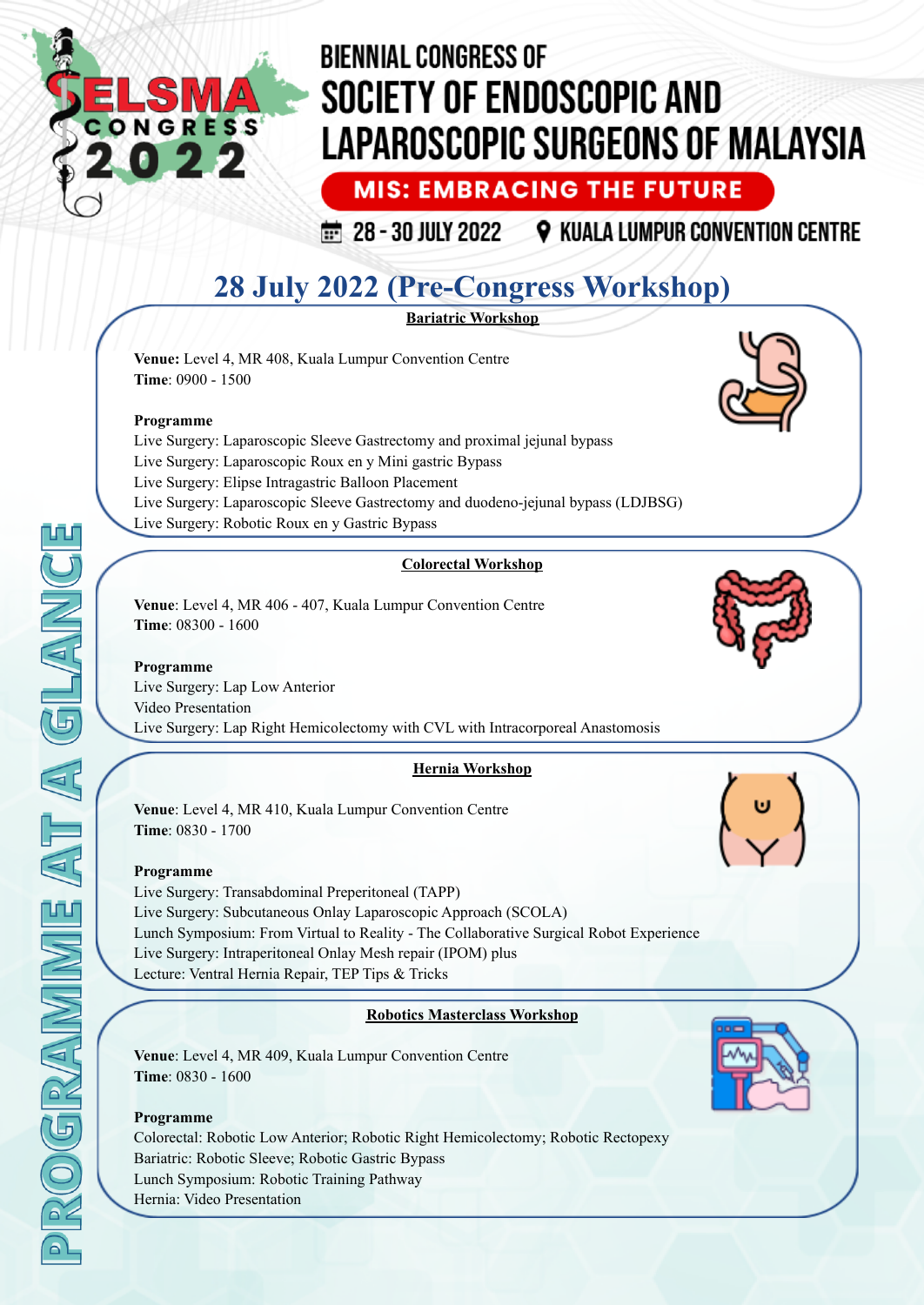# BIENNIAL CONGRESS OF SOCIETY OF ENDOSCOPIC AND LAPAROSCOPIC SURGEONS OF MALAYSIA

SELSMA CONGRESS 2022

**MIS: EMBRACING THE FUTURE**

28 - 30 JULY 2022 KUALA LUMPUR CONVENTION CENTRE

PROGRAMME AT A GLANCE

## 28 July 2022 (Pre-Congress Workshop)

### Bariatric Workshop

**Venue:** Level 4, MR 408, Kuala Lumpur Convention Centre
**Time**: 0900 - 1500

**Programme**
Live Surgery: Laparoscopic Sleeve Gastrectomy and proximal jejunal bypass
Live Surgery: Laparoscopic Roux en y Mini gastric Bypass
Live Surgery: Elipse Intragastric Balloon Placement
Live Surgery: Laparoscopic Sleeve Gastrectomy and duodeno-jejunal bypass (LDJBSG)
Live Surgery: Robotic Roux en y Gastric Bypass

### Colorectal Workshop

**Venue**: Level 4, MR 406 - 407, Kuala Lumpur Convention Centre
**Time**: 08300 - 1600

**Programme**
Live Surgery: Lap Low Anterior
Video Presentation
Live Surgery: Lap Right Hemicolectomy with CVL with Intracorporeal Anastomosis

### Hernia Workshop

**Venue**: Level 4, MR 410, Kuala Lumpur Convention Centre
**Time**: 0830 - 1700

**Programme**
Live Surgery: Transabdominal Preperitoneal (TAPP)
Live Surgery: Subcutaneous Onlay Laparoscopic Approach (SCOLA)
Lunch Symposium: From Virtual to Reality - The Collaborative Surgical Robot Experience
Live Surgery: Intraperitoneal Onlay Mesh repair (IPOM) plus
Lecture: Ventral Hernia Repair, TEP Tips & Tricks

### Robotics Masterclass Workshop

**Venue**: Level 4, MR 409, Kuala Lumpur Convention Centre
**Time**: 0830 - 1600

**Programme**
Colorectal: Robotic Low Anterior; Robotic Right Hemicolectomy; Robotic Rectopexy
Bariatric: Robotic Sleeve; Robotic Gastric Bypass
Lunch Symposium: Robotic Training Pathway
Hernia: Video Presentation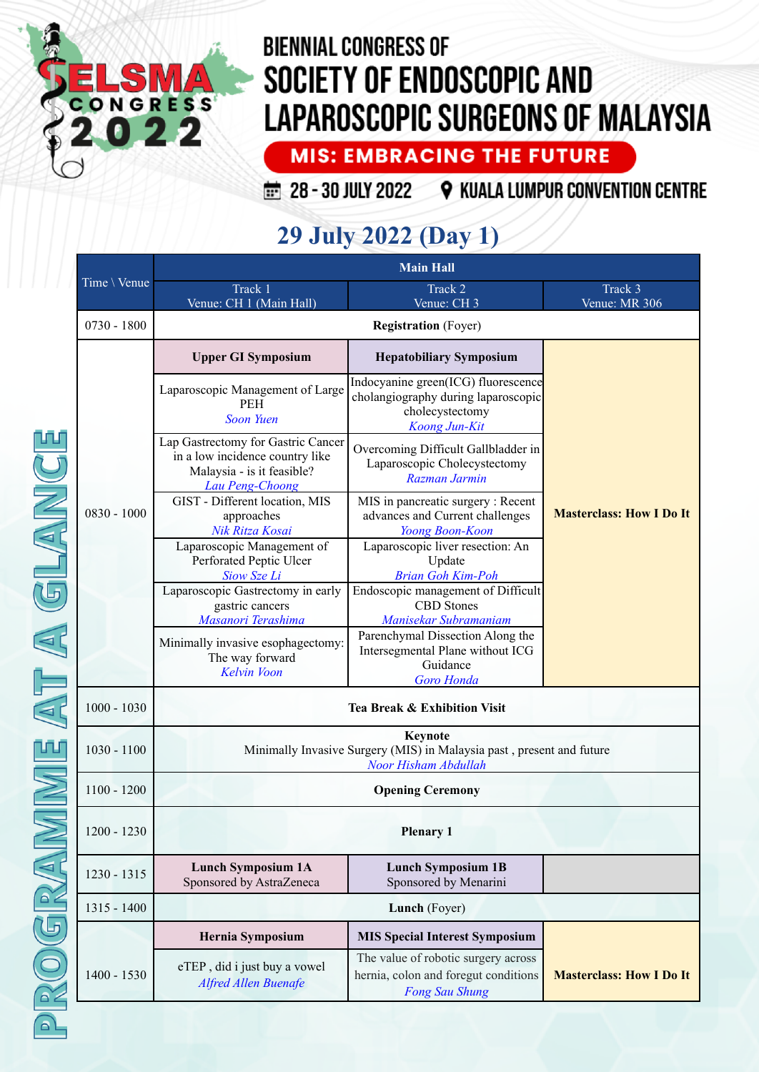# BIENNIAL CONGRESS OF SOCIETY OF ENDOSCOPIC AND LAPAROSCOPIC SURGEONS OF MALAYSIA

**MIS: EMBRACING THE FUTURE**

28 - 30 JULY 2022 | KUALA LUMPUR CONVENTION CENTRE

## 29 July 2022 (Day 1)

PROGRAMME AT A GLANCE

| Time \ Venue | Main Hall | | |
|---|---|---|---|
| | Track 1<br>Venue: CH 1 (Main Hall) | Track 2<br>Venue: CH 3 | Track 3<br>Venue: MR 306 |
| 0730 - 1800 | **Registration** (Foyer) | | |
| 0830 - 1000 | **Upper GI Symposium** | **Hepatobiliary Symposium** | **Masterclass: How I Do It** |
| | Laparoscopic Management of Large PEH<br>*Soon Yuen* | Indocyanine green(ICG) fluorescence cholangiography during laparoscopic cholecystectomy<br>*Koong Jun-Kit* | |
| | Lap Gastrectomy for Gastric Cancer in a low incidence country like Malaysia - is it feasible?<br>*Lau Peng-Choong* | Overcoming Difficult Gallbladder in Laparoscopic Cholecystectomy<br>*Razman Jarmin* | |
| | GIST - Different location, MIS approaches<br>*Nik Ritza Kosai* | MIS in pancreatic surgery : Recent advances and Current challenges<br>*Yoong Boon-Koon* | |
| | Laparoscopic Management of Perforated Peptic Ulcer<br>*Siow Sze Li* | Laparoscopic liver resection: An Update<br>*Brian Goh Kim-Poh* | |
| | Laparoscopic Gastrectomy in early gastric cancers<br>*Masanori Terashima* | Endoscopic management of Difficult CBD Stones<br>*Manisekar Subramaniam* | |
| | Minimally invasive esophagectomy: The way forward<br>*Kelvin Voon* | Parenchymal Dissection Along the Intersegmental Plane without ICG Guidance<br>*Goro Honda* | |
| 1000 - 1030 | **Tea Break & Exhibition Visit** | | |
| 1030 - 1100 | **Keynote**<br>Minimally Invasive Surgery (MIS) in Malaysia past , present and future<br>*Noor Hisham Abdullah* | | |
| 1100 - 1200 | **Opening Ceremony** | | |
| 1200 - 1230 | **Plenary 1** | | |
| 1230 - 1315 | **Lunch Symposium 1A**<br>Sponsored by AstraZeneca | **Lunch Symposium 1B**<br>Sponsored by Menarini | |
| 1315 - 1400 | **Lunch** (Foyer) | | |
| 1400 - 1530 | **Hernia Symposium** | **MIS Special Interest Symposium** | **Masterclass: How I Do It** |
| | eTEP , did i just buy a vowel<br>*Alfred Allen Buenafe* | The value of robotic surgery across hernia, colon and foregut conditions<br>*Fong Sau Shung* | |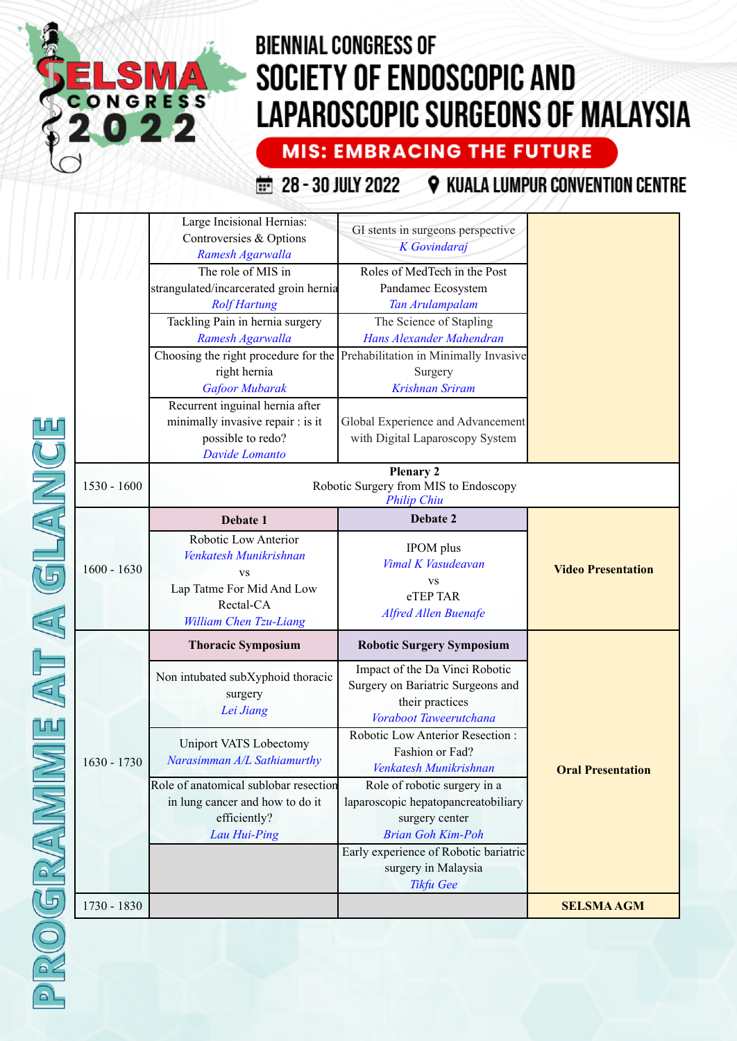# BIENNIAL CONGRESS OF SOCIETY OF ENDOSCOPIC AND LAPAROSCOPIC SURGEONS OF MALAYSIA

**MIS: EMBRACING THE FUTURE**

28 - 30 JULY 2022 — KUALA LUMPUR CONVENTION CENTRE

## PROGRAMME AT A GLANCE

| Time | | | |
|---|---|---|---|
| | Large Incisional Hernias: Controversies & Options *Ramesh Agarwalla* | GI stents in surgeons perspective *K Govindaraj* | |
| | The role of MIS in strangulated/incarcerated groin hernia *Rolf Hartung* | Roles of MedTech in the Post Pandamec Ecosystem *Tan Arulampalam* | |
| | Tackling Pain in hernia surgery *Ramesh Agarwalla* | The Science of Stapling *Hans Alexander Mahendran* | |
| | Choosing the right procedure for the right hernia *Gafoor Mubarak* | Prehabilitation in Minimally Invasive Surgery *Krishnan Sriram* | |
| | Recurrent inguinal hernia after minimally invasive repair : is it possible to redo? *Davide Lomanto* | Global Experience and Advancement with Digital Laparoscopy System | |
| 1530 - 1600 | **Plenary 2** Robotic Surgery from MIS to Endoscopy *Philip Chiu* | | |
| 1600 - 1630 | **Debate 1** | **Debate 2** | **Video Presentation** |
| | Robotic Low Anterior *Venkatesh Munikrishnan* vs Lap Tatme For Mid And Low Rectal-CA *William Chen Tzu-Liang* | IPOM plus *Vimal K Vasudeavan* vs eTEP TAR *Alfred Allen Buenafe* | |
| 1630 - 1730 | **Thoracic Symposium** | **Robotic Surgery Symposium** | **Oral Presentation** |
| | Non intubated subXyphoid thoracic surgery *Lei Jiang* | Impact of the Da Vinci Robotic Surgery on Bariatric Surgeons and their practices *Voraboot Taweerutchana* | |
| | Uniport VATS Lobectomy *Narasimman A/L Sathiamurthy* | Robotic Low Anterior Resection : Fashion or Fad? *Venkatesh Munikrishnan* | |
| | Role of anatomical sublobar resection in lung cancer and how to do it efficiently? *Lau Hui-Ping* | Role of robotic surgery in a laparoscopic hepatopancreatobiliary surgery center *Brian Goh Kim-Poh* | |
| | | Early experience of Robotic bariatric surgery in Malaysia *Tikfu Gee* | |
| 1730 - 1830 | | | **SELSMA AGM** |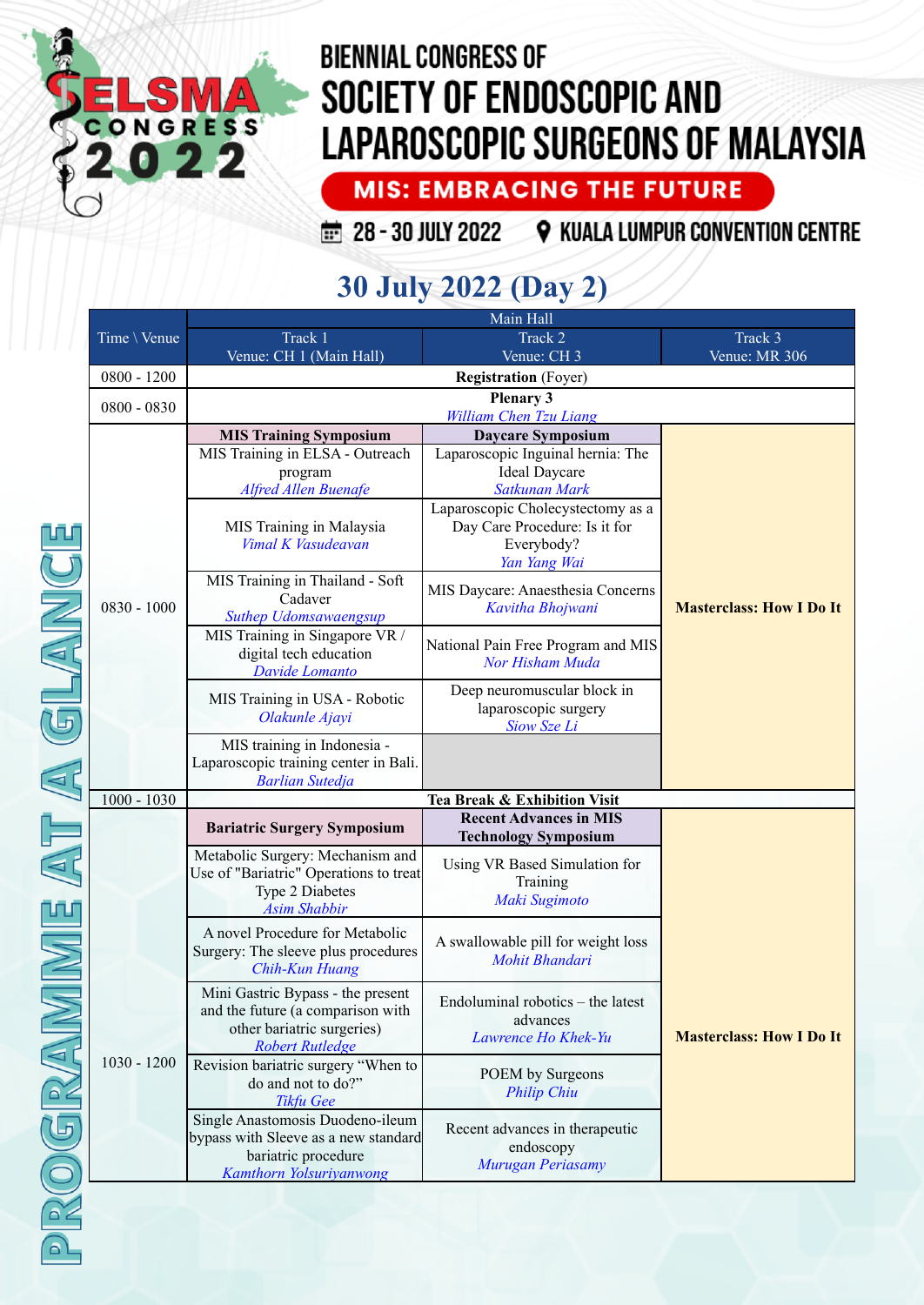# BIENNIAL CONGRESS OF SOCIETY OF ENDOSCOPIC AND LAPAROSCOPIC SURGEONS OF MALAYSIA

**MIS: EMBRACING THE FUTURE**

28 - 30 JULY 2022 | KUALA LUMPUR CONVENTION CENTRE

SELSMA CONGRESS 2022

PROGRAMME AT A GLANCE

## 30 July 2022 (Day 2)

| Time \ Venue | Main Hall | | |
|---|---|---|---|
| | Track 1<br>Venue: CH 1 (Main Hall) | Track 2<br>Venue: CH 3 | Track 3<br>Venue: MR 306 |
| 0800 - 1200 | **Registration** (Foyer) | | |
| 0800 - 0830 | **Plenary 3**<br>*William Chen Tzu Liang* | | |
| 0830 - 1000 | **MIS Training Symposium** | **Daycare Symposium** | **Masterclass: How I Do It** |
| | MIS Training in ELSA - Outreach program<br>*Alfred Allen Buenafe* | Laparoscopic Inguinal hernia: The Ideal Daycare<br>*Satkunan Mark* | |
| | MIS Training in Malaysia<br>*Vimal K Vasudeavan* | Laparoscopic Cholecystectomy as a Day Care Procedure: Is it for Everybody?<br>*Yan Yang Wai* | |
| | MIS Training in Thailand - Soft Cadaver<br>*Suthep Udomsawaengsup* | MIS Daycare: Anaesthesia Concerns<br>*Kavitha Bhojwani* | |
| | MIS Training in Singapore VR / digital tech education<br>*Davide Lomanto* | National Pain Free Program and MIS<br>*Nor Hisham Muda* | |
| | MIS Training in USA - Robotic<br>*Olakunle Ajayi* | Deep neuromuscular block in laparoscopic surgery<br>*Siow Sze Li* | |
| | MIS training in Indonesia - Laparoscopic training center in Bali.<br>*Barlian Sutedja* | | |
| 1000 - 1030 | **Tea Break & Exhibition Visit** | | |
| 1030 - 1200 | **Bariatric Surgery Symposium** | **Recent Advances in MIS Technology Symposium** | **Masterclass: How I Do It** |
| | Metabolic Surgery: Mechanism and Use of "Bariatric" Operations to treat Type 2 Diabetes<br>*Asim Shabbir* | Using VR Based Simulation for Training<br>*Maki Sugimoto* | |
| | A novel Procedure for Metabolic Surgery: The sleeve plus procedures<br>*Chih-Kun Huang* | A swallowable pill for weight loss<br>*Mohit Bhandari* | |
| | Mini Gastric Bypass - the present and the future (a comparison with other bariatric surgeries)<br>*Robert Rutledge* | Endoluminal robotics – the latest advances<br>*Lawrence Ho Khek-Yu* | |
| | Revision bariatric surgery "When to do and not to do?"<br>*Tikfu Gee* | POEM by Surgeons<br>*Philip Chiu* | |
| | Single Anastomosis Duodeno-ileum bypass with Sleeve as a new standard bariatric procedure<br>*Kamthorn Yolsuriyanwong* | Recent advances in therapeutic endoscopy<br>*Murugan Periasamy* | |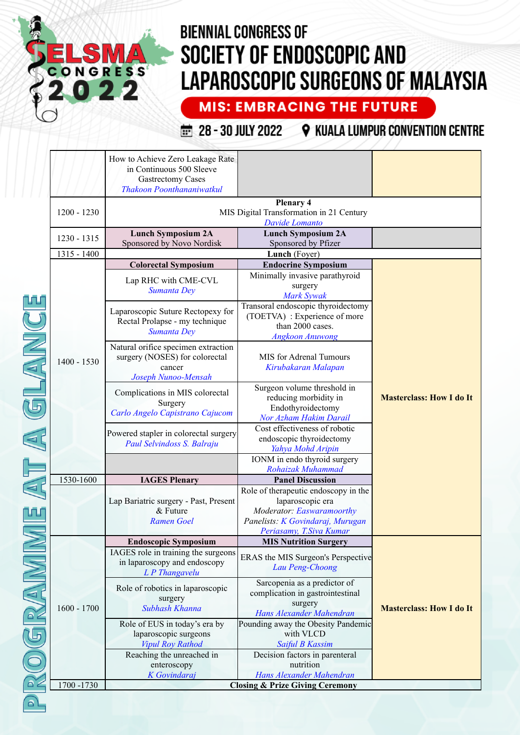# BIENNIAL CONGRESS OF SOCIETY OF ENDOSCOPIC AND LAPAROSCOPIC SURGEONS OF MALAYSIA

SELSMA CONGRESS 2022

**MIS: EMBRACING THE FUTURE**

28 - 30 JULY 2022 KUALA LUMPUR CONVENTION CENTRE

PROGRAMME AT A GLANCE

| | | | |
|---|---|---|---|
| | How to Achieve Zero Leakage Rate in Continuous 500 Sleeve Gastrectomy Cases *Thakoon Poonthananiwatkul* | | |
| 1200 - 1230 | **Plenary 4** MIS Digital Transformation in 21 Century *Davide Lomanto* | | |
| 1230 - 1315 | **Lunch Symposium 2A** Sponsored by Novo Nordisk | **Lunch Symposium 2A** Sponsored by Pfizer | |
| 1315 - 1400 | **Lunch** (Foyer) | | |
| 1400 - 1530 | **Colorectal Symposium** | **Endocrine Symposium** | **Masterclass: How I do It** |
| | Lap RHC with CME-CVL *Sumanta Dey* | Minimally invasive parathyroid surgery *Mark Sywak* | |
| | Laparoscopic Suture Rectopexy for Rectal Prolapse - my technique *Sumanta Dey* | Transoral endoscopic thyroidectomy (TOETVA) : Experience of more than 2000 cases. *Angkoon Anuwong* | |
| | Natural orifice specimen extraction surgery (NOSES) for colorectal cancer *Joseph Nunoo-Mensah* | MIS for Adrenal Tumours *Kirubakaran Malapan* | |
| | Complications in MIS colorectal Surgery *Carlo Angelo Capistrano Cajucom* | Surgeon volume threshold in reducing morbidity in Endothyroidectomy *Nor Azham Hakim Darail* | |
| | Powered stapler in colorectal surgery *Paul Selvindoss S. Balraju* | Cost effectiveness of robotic endoscopic thyroidectomy *Yahya Mohd Aripin* | |
| | | IONM in endo thyroid surgery *Rohaizak Muhammad* | |
| 1530-1600 | **IAGES Plenary** | **Panel Discussion** | |
| | Lap Bariatric surgery - Past, Present & Future *Ramen Goel* | Role of therapeutic endoscopy in the laparoscopic era *Moderator: Easwaramoorthy* *Panelists: K Govindaraj, Murugan Periasamy, T.Siva Kumar* | |
| 1600 - 1700 | **Endoscopic Symposium** | **MIS Nutrition Surgery** | **Masterclass: How I do It** |
| | IAGES role in training the surgeons in laparoscopy and endoscopy *L P Thangavelu* | ERAS the MIS Surgeon's Perspective *Lau Peng-Choong* | |
| | Role of robotics in laparoscopic surgery *Subhash Khanna* | Sarcopenia as a predictor of complication in gastrointestinal surgery *Hans Alexander Mahendran* | |
| | Role of EUS in today's era by laparoscopic surgeons *Vipul Roy Rathod* | Pounding away the Obesity Pandemic with VLCD *Saiful B Kassim* | |
| | Reaching the unreached in enteroscopy *K Govindaraj* | Decision factors in parenteral nutrition *Hans Alexander Mahendran* | |
| 1700 -1730 | **Closing & Prize Giving Ceremony** | | |